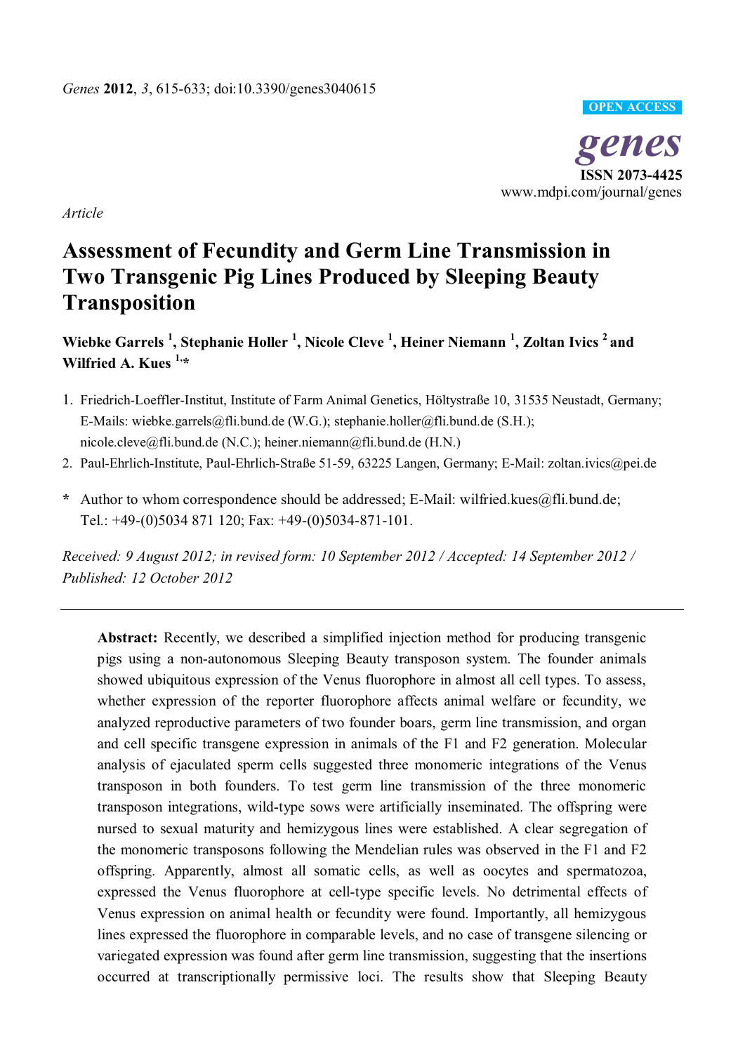*Genes* **2012**, *3*, 615-633; doi:10.3390/genes3040615

OPEN ACCESS

***genes***
**ISSN 2073-4425**
www.mdpi.com/journal/genes

*Article*

# Assessment of Fecundity and Germ Line Transmission in Two Transgenic Pig Lines Produced by Sleeping Beauty Transposition

**Wiebke Garrels [1], Stephanie Holler [1], Nicole Cleve [1], Heiner Niemann [1], Zoltan Ivics [2] and Wilfried A. Kues [1,*]**

1. Friedrich-Loeffler-Institut, Institute of Farm Animal Genetics, Höltystraße 10, 31535 Neustadt, Germany; E-Mails: wiebke.garrels@fli.bund.de (W.G.); stephanie.holler@fli.bund.de (S.H.); nicole.cleve@fli.bund.de (N.C.); heiner.niemann@fli.bund.de (H.N.)
2. Paul-Ehrlich-Institute, Paul-Ehrlich-Straße 51-59, 63225 Langen, Germany; E-Mail: zoltan.ivics@pei.de

\* Author to whom correspondence should be addressed; E-Mail: wilfried.kues@fli.bund.de; Tel.: +49-(0)5034 871 120; Fax: +49-(0)5034-871-101.

*Received: 9 August 2012; in revised form: 10 September 2012 / Accepted: 14 September 2012 / Published: 12 October 2012*

---

**Abstract:** Recently, we described a simplified injection method for producing transgenic pigs using a non-autonomous Sleeping Beauty transposon system. The founder animals showed ubiquitous expression of the Venus fluorophore in almost all cell types. To assess, whether expression of the reporter fluorophore affects animal welfare or fecundity, we analyzed reproductive parameters of two founder boars, germ line transmission, and organ and cell specific transgene expression in animals of the F1 and F2 generation. Molecular analysis of ejaculated sperm cells suggested three monomeric integrations of the Venus transposon in both founders. To test germ line transmission of the three monomeric transposon integrations, wild-type sows were artificially inseminated. The offspring were nursed to sexual maturity and hemizygous lines were established. A clear segregation of the monomeric transposons following the Mendelian rules was observed in the F1 and F2 offspring. Apparently, almost all somatic cells, as well as oocytes and spermatozoa, expressed the Venus fluorophore at cell-type specific levels. No detrimental effects of Venus expression on animal health or fecundity were found. Importantly, all hemizygous lines expressed the fluorophore in comparable levels, and no case of transgene silencing or variegated expression was found after germ line transmission, suggesting that the insertions occurred at transcriptionally permissive loci. The results show that Sleeping Beauty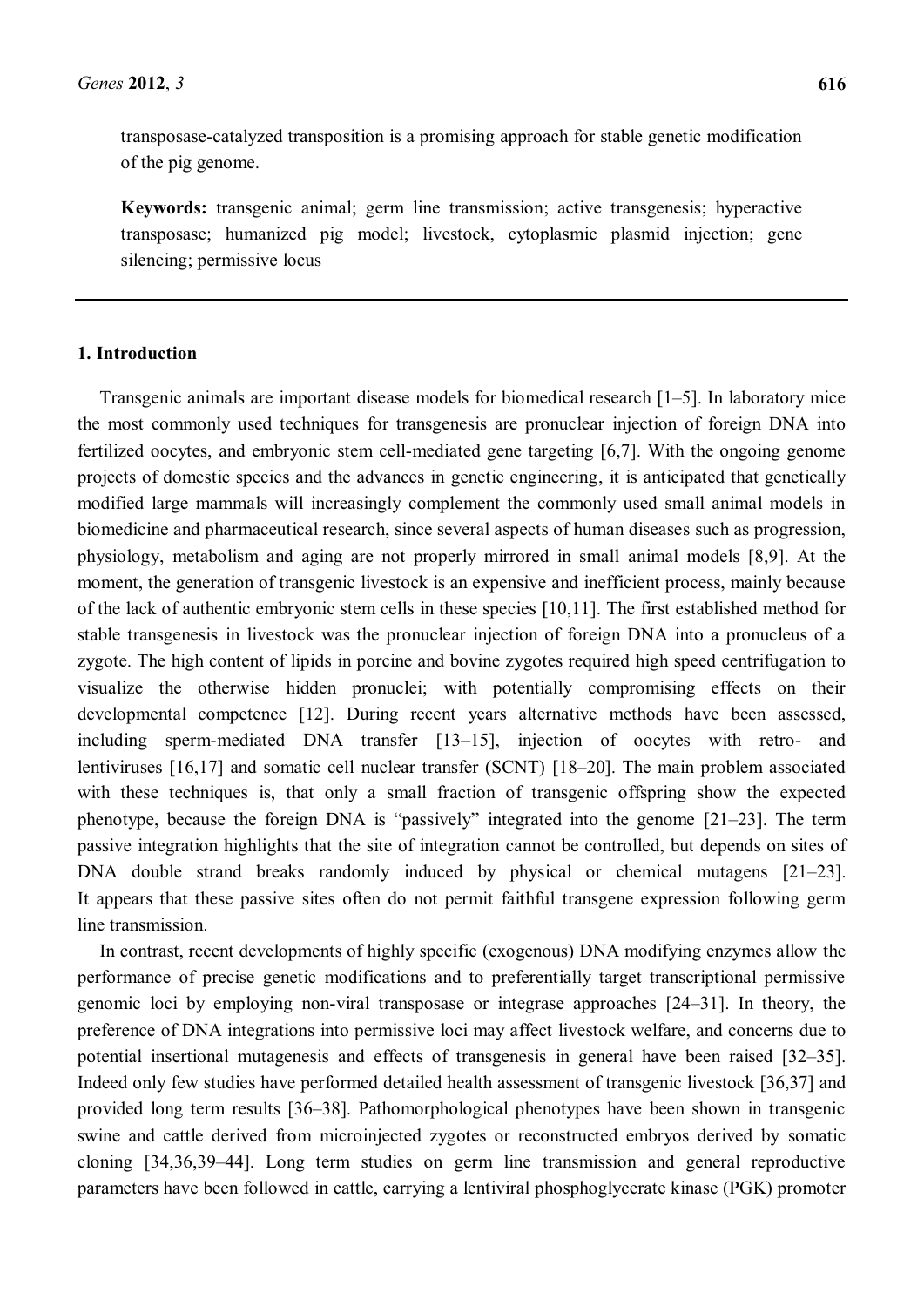transposase-catalyzed transposition is a promising approach for stable genetic modification of the pig genome.

**Keywords:** transgenic animal; germ line transmission; active transgenesis; hyperactive transposase; humanized pig model; livestock, cytoplasmic plasmid injection; gene silencing; permissive locus

## 1. Introduction

Transgenic animals are important disease models for biomedical research [1–5]. In laboratory mice the most commonly used techniques for transgenesis are pronuclear injection of foreign DNA into fertilized oocytes, and embryonic stem cell-mediated gene targeting [6,7]. With the ongoing genome projects of domestic species and the advances in genetic engineering, it is anticipated that genetically modified large mammals will increasingly complement the commonly used small animal models in biomedicine and pharmaceutical research, since several aspects of human diseases such as progression, physiology, metabolism and aging are not properly mirrored in small animal models [8,9]. At the moment, the generation of transgenic livestock is an expensive and inefficient process, mainly because of the lack of authentic embryonic stem cells in these species [10,11]. The first established method for stable transgenesis in livestock was the pronuclear injection of foreign DNA into a pronucleus of a zygote. The high content of lipids in porcine and bovine zygotes required high speed centrifugation to visualize the otherwise hidden pronuclei; with potentially compromising effects on their developmental competence [12]. During recent years alternative methods have been assessed, including sperm-mediated DNA transfer [13–15], injection of oocytes with retro- and lentiviruses [16,17] and somatic cell nuclear transfer (SCNT) [18–20]. The main problem associated with these techniques is, that only a small fraction of transgenic offspring show the expected phenotype, because the foreign DNA is "passively" integrated into the genome [21–23]. The term passive integration highlights that the site of integration cannot be controlled, but depends on sites of DNA double strand breaks randomly induced by physical or chemical mutagens [21–23]. It appears that these passive sites often do not permit faithful transgene expression following germ line transmission.

In contrast, recent developments of highly specific (exogenous) DNA modifying enzymes allow the performance of precise genetic modifications and to preferentially target transcriptional permissive genomic loci by employing non-viral transposase or integrase approaches [24–31]. In theory, the preference of DNA integrations into permissive loci may affect livestock welfare, and concerns due to potential insertional mutagenesis and effects of transgenesis in general have been raised [32–35]. Indeed only few studies have performed detailed health assessment of transgenic livestock [36,37] and provided long term results [36–38]. Pathomorphological phenotypes have been shown in transgenic swine and cattle derived from microinjected zygotes or reconstructed embryos derived by somatic cloning [34,36,39–44]. Long term studies on germ line transmission and general reproductive parameters have been followed in cattle, carrying a lentiviral phosphoglycerate kinase (PGK) promoter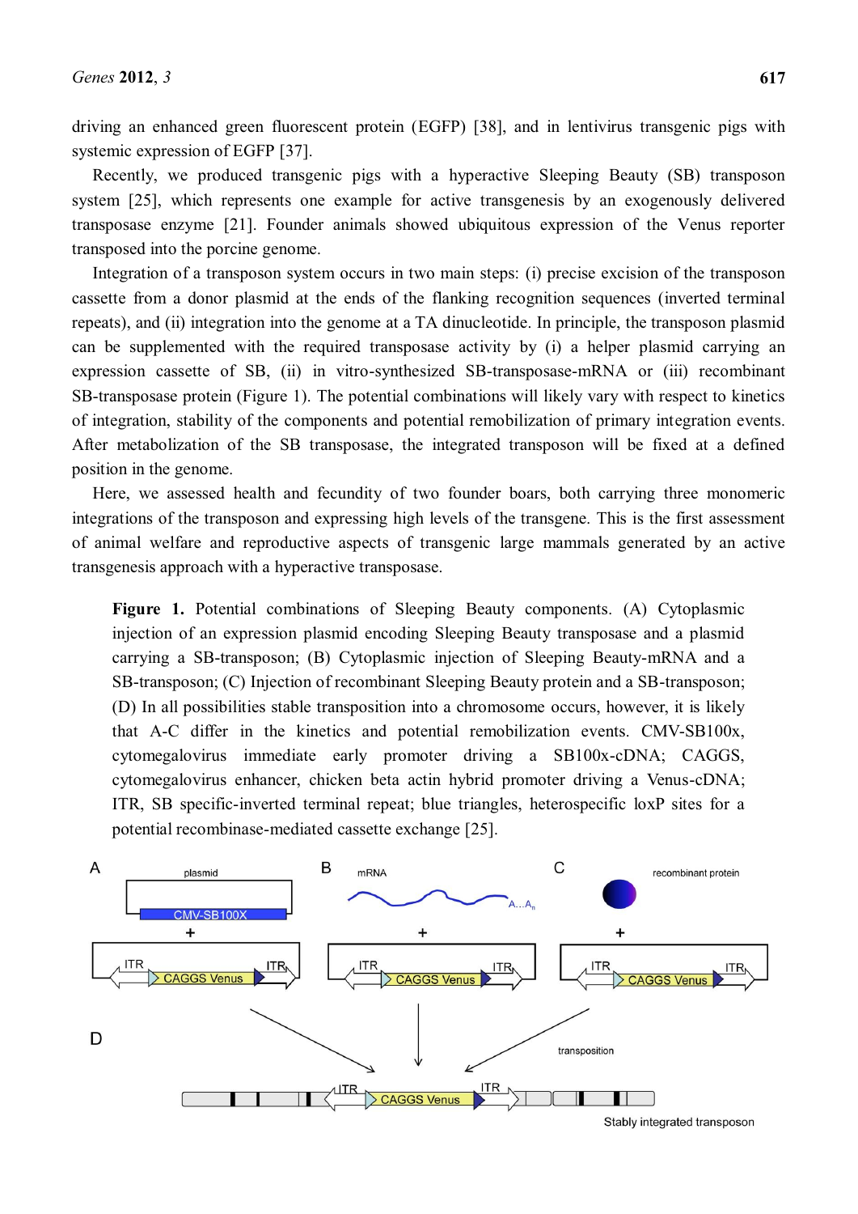driving an enhanced green fluorescent protein (EGFP) [38], and in lentivirus transgenic pigs with systemic expression of EGFP [37].

Recently, we produced transgenic pigs with a hyperactive Sleeping Beauty (SB) transposon system [25], which represents one example for active transgenesis by an exogenously delivered transposase enzyme [21]. Founder animals showed ubiquitous expression of the Venus reporter transposed into the porcine genome.

Integration of a transposon system occurs in two main steps: (i) precise excision of the transposon cassette from a donor plasmid at the ends of the flanking recognition sequences (inverted terminal repeats), and (ii) integration into the genome at a TA dinucleotide. In principle, the transposon plasmid can be supplemented with the required transposase activity by (i) a helper plasmid carrying an expression cassette of SB, (ii) in vitro-synthesized SB-transposase-mRNA or (iii) recombinant SB-transposase protein (Figure 1). The potential combinations will likely vary with respect to kinetics of integration, stability of the components and potential remobilization of primary integration events. After metabolization of the SB transposase, the integrated transposon will be fixed at a defined position in the genome.

Here, we assessed health and fecundity of two founder boars, both carrying three monomeric integrations of the transposon and expressing high levels of the transgene. This is the first assessment of animal welfare and reproductive aspects of transgenic large mammals generated by an active transgenesis approach with a hyperactive transposase.

**Figure 1.** Potential combinations of Sleeping Beauty components. (A) Cytoplasmic injection of an expression plasmid encoding Sleeping Beauty transposase and a plasmid carrying a SB-transposon; (B) Cytoplasmic injection of Sleeping Beauty-mRNA and a SB-transposon; (C) Injection of recombinant Sleeping Beauty protein and a SB-transposon; (D) In all possibilities stable transposition into a chromosome occurs, however, it is likely that A-C differ in the kinetics and potential remobilization events. CMV-SB100x, cytomegalovirus immediate early promoter driving a SB100x-cDNA; CAGGS, cytomegalovirus enhancer, chicken beta actin hybrid promoter driving a Venus-cDNA; ITR, SB specific-inverted terminal repeat; blue triangles, heterospecific loxP sites for a potential recombinase-mediated cassette exchange [25].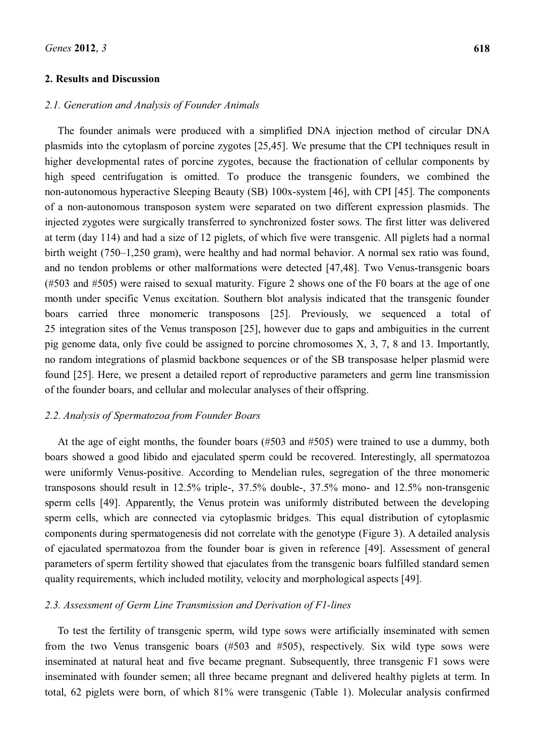## 2. Results and Discussion

### 2.1. Generation and Analysis of Founder Animals

The founder animals were produced with a simplified DNA injection method of circular DNA plasmids into the cytoplasm of porcine zygotes [25,45]. We presume that the CPI techniques result in higher developmental rates of porcine zygotes, because the fractionation of cellular components by high speed centrifugation is omitted. To produce the transgenic founders, we combined the non-autonomous hyperactive Sleeping Beauty (SB) 100x-system [46], with CPI [45]. The components of a non-autonomous transposon system were separated on two different expression plasmids. The injected zygotes were surgically transferred to synchronized foster sows. The first litter was delivered at term (day 114) and had a size of 12 piglets, of which five were transgenic. All piglets had a normal birth weight (750–1,250 gram), were healthy and had normal behavior. A normal sex ratio was found, and no tendon problems or other malformations were detected [47,48]. Two Venus-transgenic boars (#503 and #505) were raised to sexual maturity. Figure 2 shows one of the F0 boars at the age of one month under specific Venus excitation. Southern blot analysis indicated that the transgenic founder boars carried three monomeric transposons [25]. Previously, we sequenced a total of 25 integration sites of the Venus transposon [25], however due to gaps and ambiguities in the current pig genome data, only five could be assigned to porcine chromosomes X, 3, 7, 8 and 13. Importantly, no random integrations of plasmid backbone sequences or of the SB transposase helper plasmid were found [25]. Here, we present a detailed report of reproductive parameters and germ line transmission of the founder boars, and cellular and molecular analyses of their offspring.

### 2.2. Analysis of Spermatozoa from Founder Boars

At the age of eight months, the founder boars (#503 and #505) were trained to use a dummy, both boars showed a good libido and ejaculated sperm could be recovered. Interestingly, all spermatozoa were uniformly Venus-positive. According to Mendelian rules, segregation of the three monomeric transposons should result in 12.5% triple-, 37.5% double-, 37.5% mono- and 12.5% non-transgenic sperm cells [49]. Apparently, the Venus protein was uniformly distributed between the developing sperm cells, which are connected via cytoplasmic bridges. This equal distribution of cytoplasmic components during spermatogenesis did not correlate with the genotype (Figure 3). A detailed analysis of ejaculated spermatozoa from the founder boar is given in reference [49]. Assessment of general parameters of sperm fertility showed that ejaculates from the transgenic boars fulfilled standard semen quality requirements, which included motility, velocity and morphological aspects [49].

### 2.3. Assessment of Germ Line Transmission and Derivation of F1-lines

To test the fertility of transgenic sperm, wild type sows were artificially inseminated with semen from the two Venus transgenic boars (#503 and #505), respectively. Six wild type sows were inseminated at natural heat and five became pregnant. Subsequently, three transgenic F1 sows were inseminated with founder semen; all three became pregnant and delivered healthy piglets at term. In total, 62 piglets were born, of which 81% were transgenic (Table 1). Molecular analysis confirmed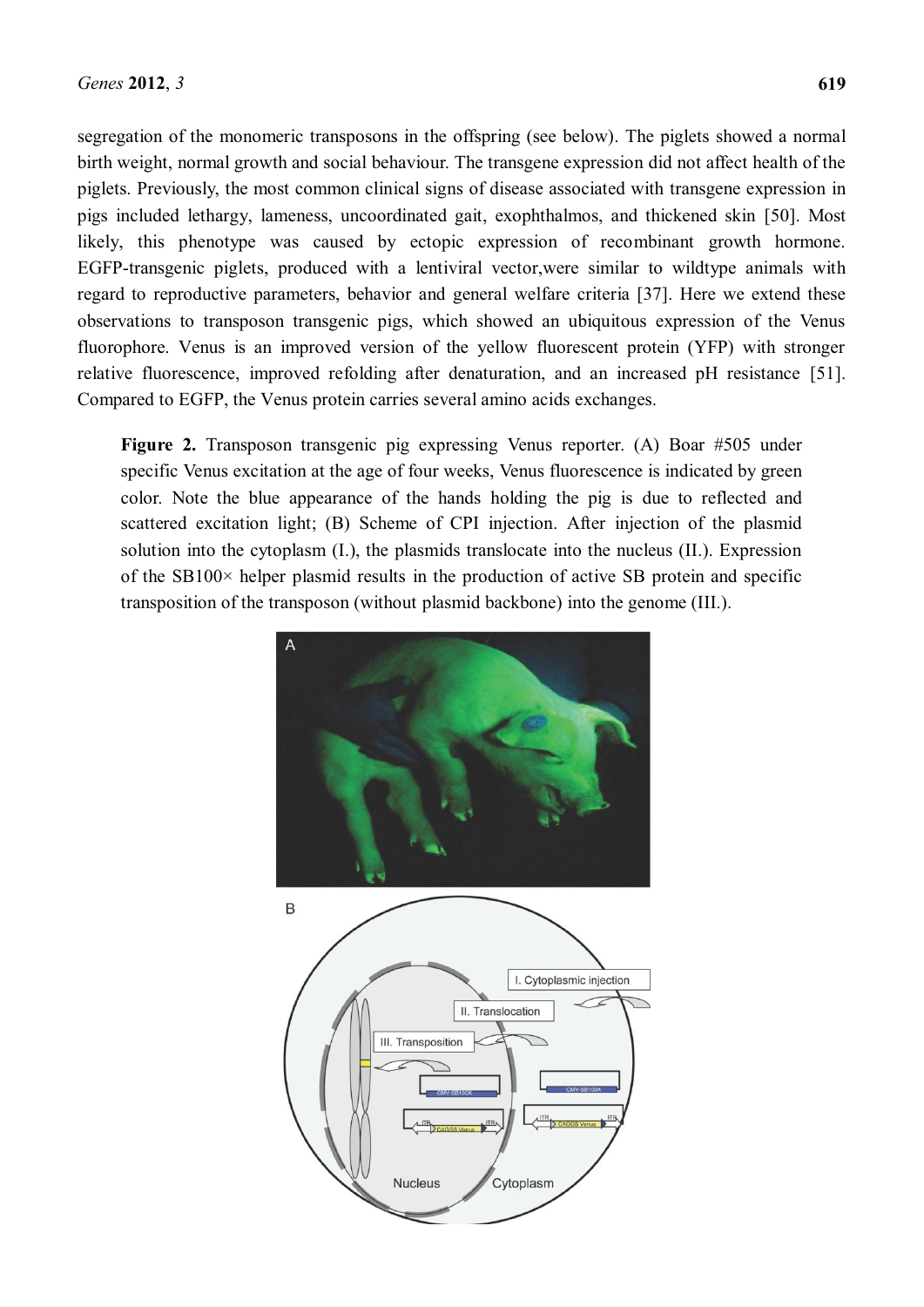segregation of the monomeric transposons in the offspring (see below). The piglets showed a normal birth weight, normal growth and social behaviour. The transgene expression did not affect health of the piglets. Previously, the most common clinical signs of disease associated with transgene expression in pigs included lethargy, lameness, uncoordinated gait, exophthalmos, and thickened skin [50]. Most likely, this phenotype was caused by ectopic expression of recombinant growth hormone. EGFP-transgenic piglets, produced with a lentiviral vector,were similar to wildtype animals with regard to reproductive parameters, behavior and general welfare criteria [37]. Here we extend these observations to transposon transgenic pigs, which showed an ubiquitous expression of the Venus fluorophore. Venus is an improved version of the yellow fluorescent protein (YFP) with stronger relative fluorescence, improved refolding after denaturation, and an increased pH resistance [51]. Compared to EGFP, the Venus protein carries several amino acids exchanges.

**Figure 2.** Transposon transgenic pig expressing Venus reporter. (A) Boar #505 under specific Venus excitation at the age of four weeks, Venus fluorescence is indicated by green color. Note the blue appearance of the hands holding the pig is due to reflected and scattered excitation light; (B) Scheme of CPI injection. After injection of the plasmid solution into the cytoplasm (I.), the plasmids translocate into the nucleus (II.). Expression of the SB100× helper plasmid results in the production of active SB protein and specific transposition of the transposon (without plasmid backbone) into the genome (III.).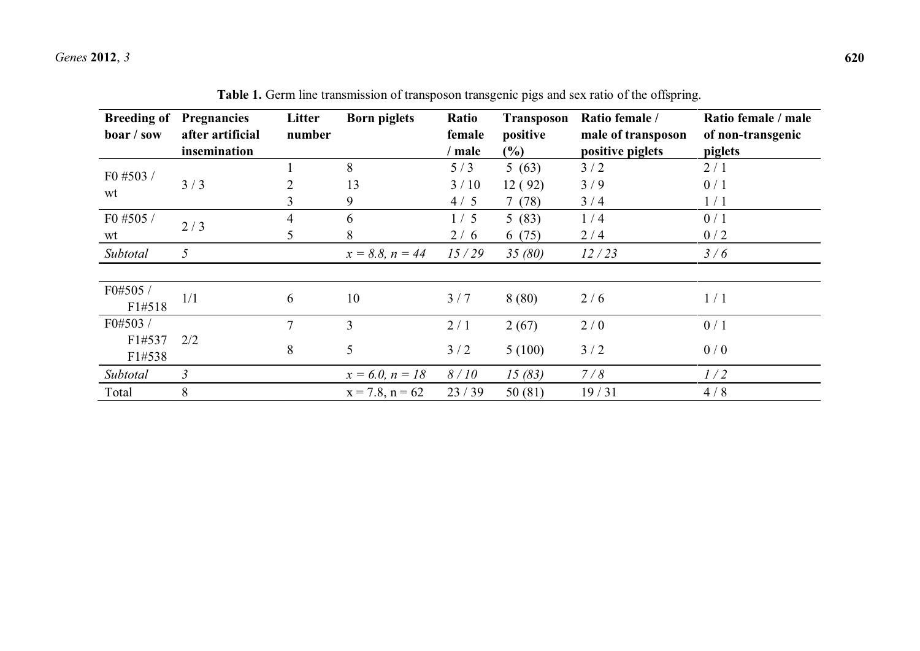**Table 1.** Germ line transmission of transposon transgenic pigs and sex ratio of the offspring.

| Breeding of boar / sow | Pregnancies after artificial insemination | Litter number | Born piglets | Ratio female / male | Transposon positive (%) | Ratio female / male of transposon positive piglets | Ratio female / male of non-transgenic piglets |
|---|---|---|---|---|---|---|---|
| F0 #503 / wt | 3 / 3 | 1 | 8 | 5 / 3 | 5 (63) | 3 / 2 | 2 / 1 |
| | | 2 | 13 | 3 / 10 | 12 (92) | 3 / 9 | 0 / 1 |
| | | 3 | 9 | 4 / 5 | 7 (78) | 3 / 4 | 1 / 1 |
| F0 #505 / wt | 2 / 3 | 4 | 6 | 1 / 5 | 5 (83) | 1 / 4 | 0 / 1 |
| | | 5 | 8 | 2 / 6 | 6 (75) | 2 / 4 | 0 / 2 |
| *Subtotal* | *5* | | *x = 8.8, n = 44* | *15 / 29* | *35 (80)* | *12 / 23* | *3 / 6* |
| F0#505 / F1#518 | 1/1 | 6 | 10 | 3 / 7 | 8 (80) | 2 / 6 | 1 / 1 |
| F0#503 / F1#537 F1#538 | 2/2 | 7 | 3 | 2 / 1 | 2 (67) | 2 / 0 | 0 / 1 |
| | | 8 | 5 | 3 / 2 | 5 (100) | 3 / 2 | 0 / 0 |
| *Subtotal* | *3* | | *x = 6.0, n = 18* | *8 / 10* | *15 (83)* | *7 / 8* | *1 / 2* |
| Total | 8 | | x = 7.8, n = 62 | 23 / 39 | 50 (81) | 19 / 31 | 4 / 8 |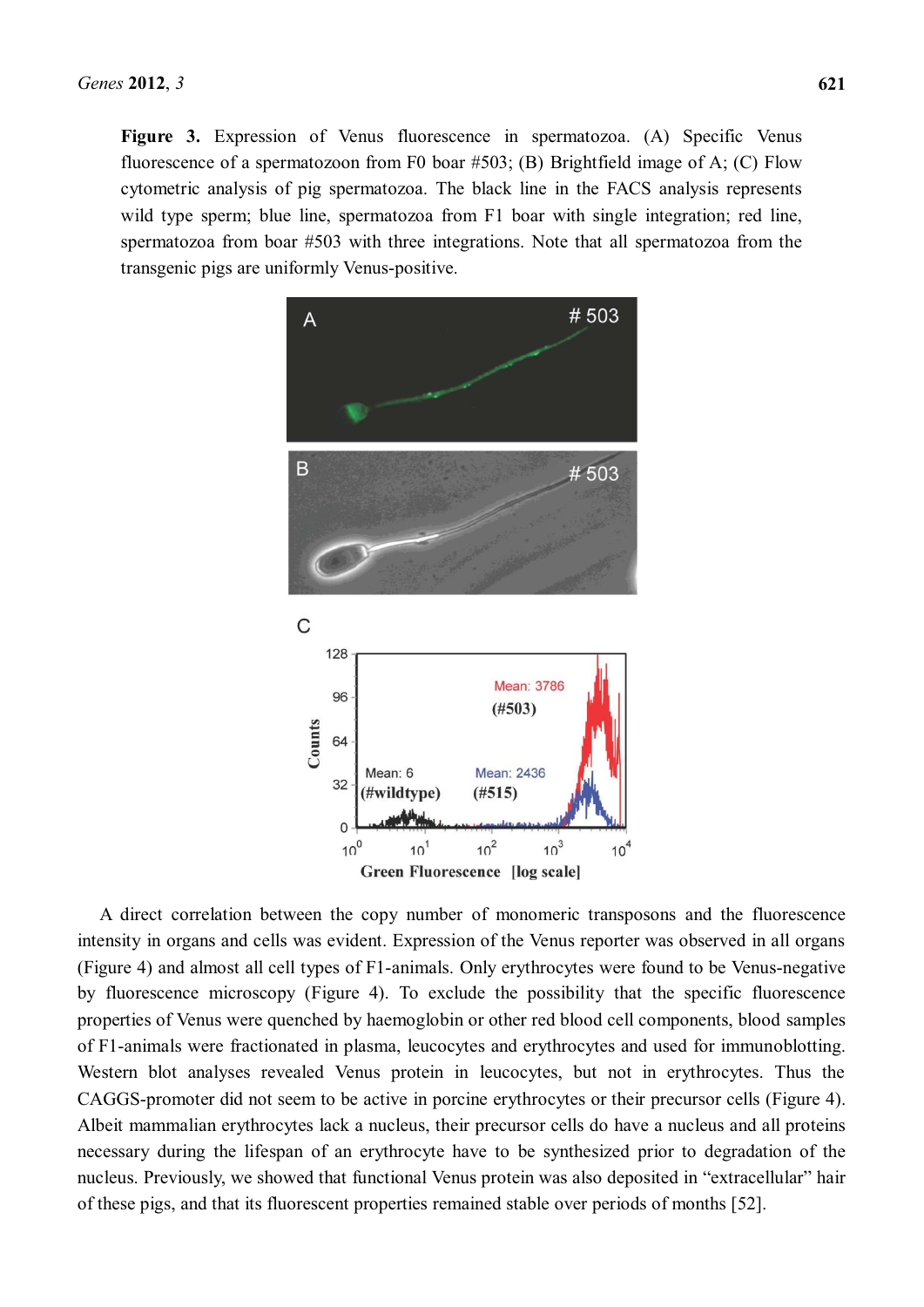**Figure 3.** Expression of Venus fluorescence in spermatozoa. (A) Specific Venus fluorescence of a spermatozoon from F0 boar #503; (B) Brightfield image of A; (C) Flow cytometric analysis of pig spermatozoa. The black line in the FACS analysis represents wild type sperm; blue line, spermatozoa from F1 boar with single integration; red line, spermatozoa from boar #503 with three integrations. Note that all spermatozoa from the transgenic pigs are uniformly Venus-positive.

A direct correlation between the copy number of monomeric transposons and the fluorescence intensity in organs and cells was evident. Expression of the Venus reporter was observed in all organs (Figure 4) and almost all cell types of F1-animals. Only erythrocytes were found to be Venus-negative by fluorescence microscopy (Figure 4). To exclude the possibility that the specific fluorescence properties of Venus were quenched by haemoglobin or other red blood cell components, blood samples of F1-animals were fractionated in plasma, leucocytes and erythrocytes and used for immunoblotting. Western blot analyses revealed Venus protein in leucocytes, but not in erythrocytes. Thus the CAGGS-promoter did not seem to be active in porcine erythrocytes or their precursor cells (Figure 4). Albeit mammalian erythrocytes lack a nucleus, their precursor cells do have a nucleus and all proteins necessary during the lifespan of an erythrocyte have to be synthesized prior to degradation of the nucleus. Previously, we showed that functional Venus protein was also deposited in "extracellular" hair of these pigs, and that its fluorescent properties remained stable over periods of months [52].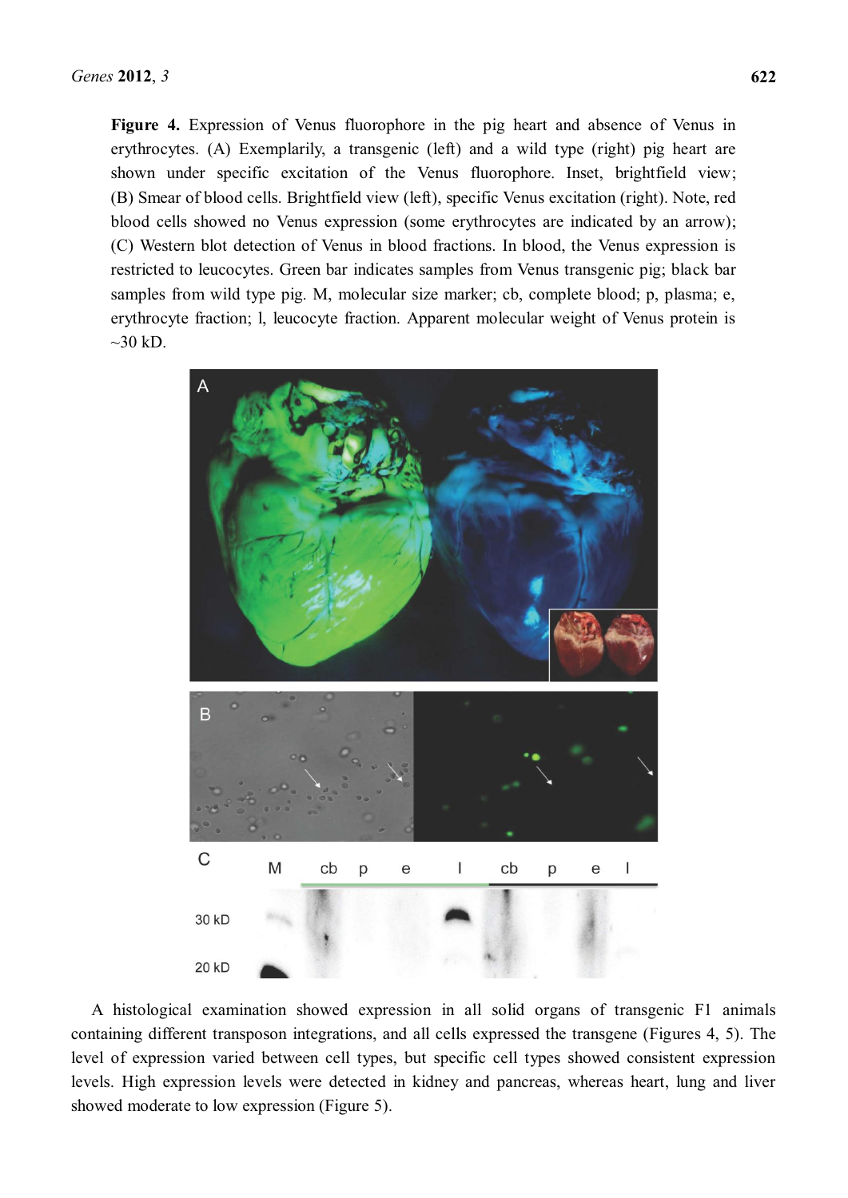**Figure 4.** Expression of Venus fluorophore in the pig heart and absence of Venus in erythrocytes. (A) Exemplarily, a transgenic (left) and a wild type (right) pig heart are shown under specific excitation of the Venus fluorophore. Inset, brightfield view; (B) Smear of blood cells. Brightfield view (left), specific Venus excitation (right). Note, red blood cells showed no Venus expression (some erythrocytes are indicated by an arrow); (C) Western blot detection of Venus in blood fractions. In blood, the Venus expression is restricted to leucocytes. Green bar indicates samples from Venus transgenic pig; black bar samples from wild type pig. M, molecular size marker; cb, complete blood; p, plasma; e, erythrocyte fraction; l, leucocyte fraction. Apparent molecular weight of Venus protein is ~30 kD.

A histological examination showed expression in all solid organs of transgenic F1 animals containing different transposon integrations, and all cells expressed the transgene (Figures 4, 5). The level of expression varied between cell types, but specific cell types showed consistent expression levels. High expression levels were detected in kidney and pancreas, whereas heart, lung and liver showed moderate to low expression (Figure 5).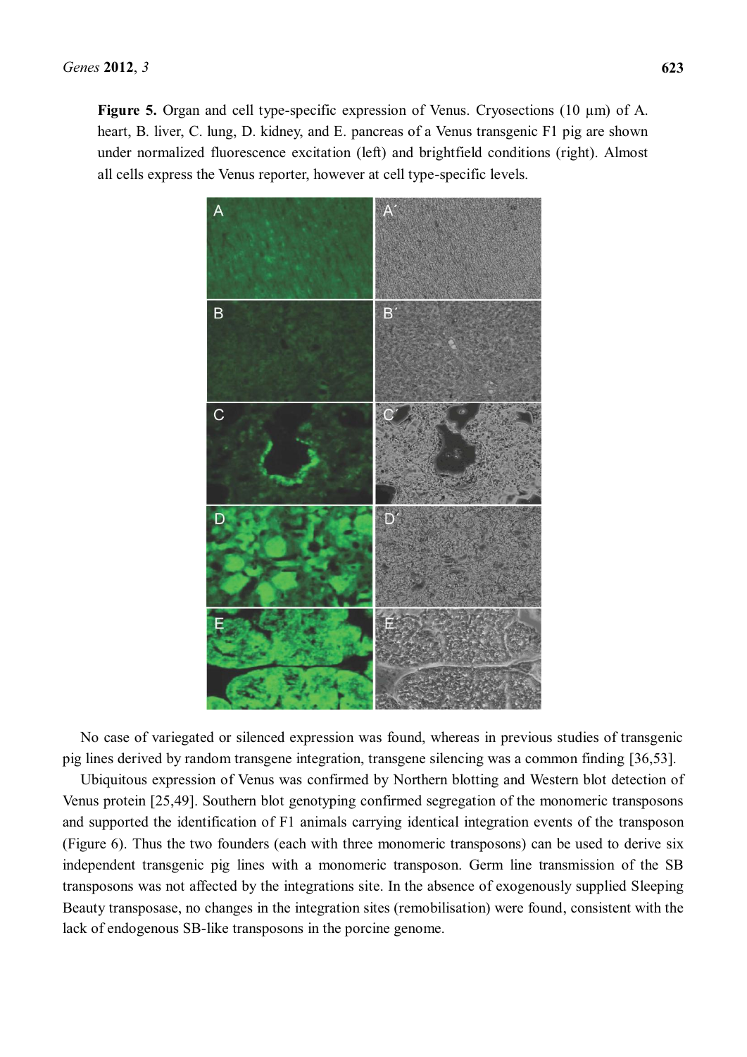**Figure 5.** Organ and cell type-specific expression of Venus. Cryosections (10 µm) of A. heart, B. liver, C. lung, D. kidney, and E. pancreas of a Venus transgenic F1 pig are shown under normalized fluorescence excitation (left) and brightfield conditions (right). Almost all cells express the Venus reporter, however at cell type-specific levels.

No case of variegated or silenced expression was found, whereas in previous studies of transgenic pig lines derived by random transgene integration, transgene silencing was a common finding [36,53].

Ubiquitous expression of Venus was confirmed by Northern blotting and Western blot detection of Venus protein [25,49]. Southern blot genotyping confirmed segregation of the monomeric transposons and supported the identification of F1 animals carrying identical integration events of the transposon (Figure 6). Thus the two founders (each with three monomeric transposons) can be used to derive six independent transgenic pig lines with a monomeric transposon. Germ line transmission of the SB transposons was not affected by the integrations site. In the absence of exogenously supplied Sleeping Beauty transposase, no changes in the integration sites (remobilisation) were found, consistent with the lack of endogenous SB-like transposons in the porcine genome.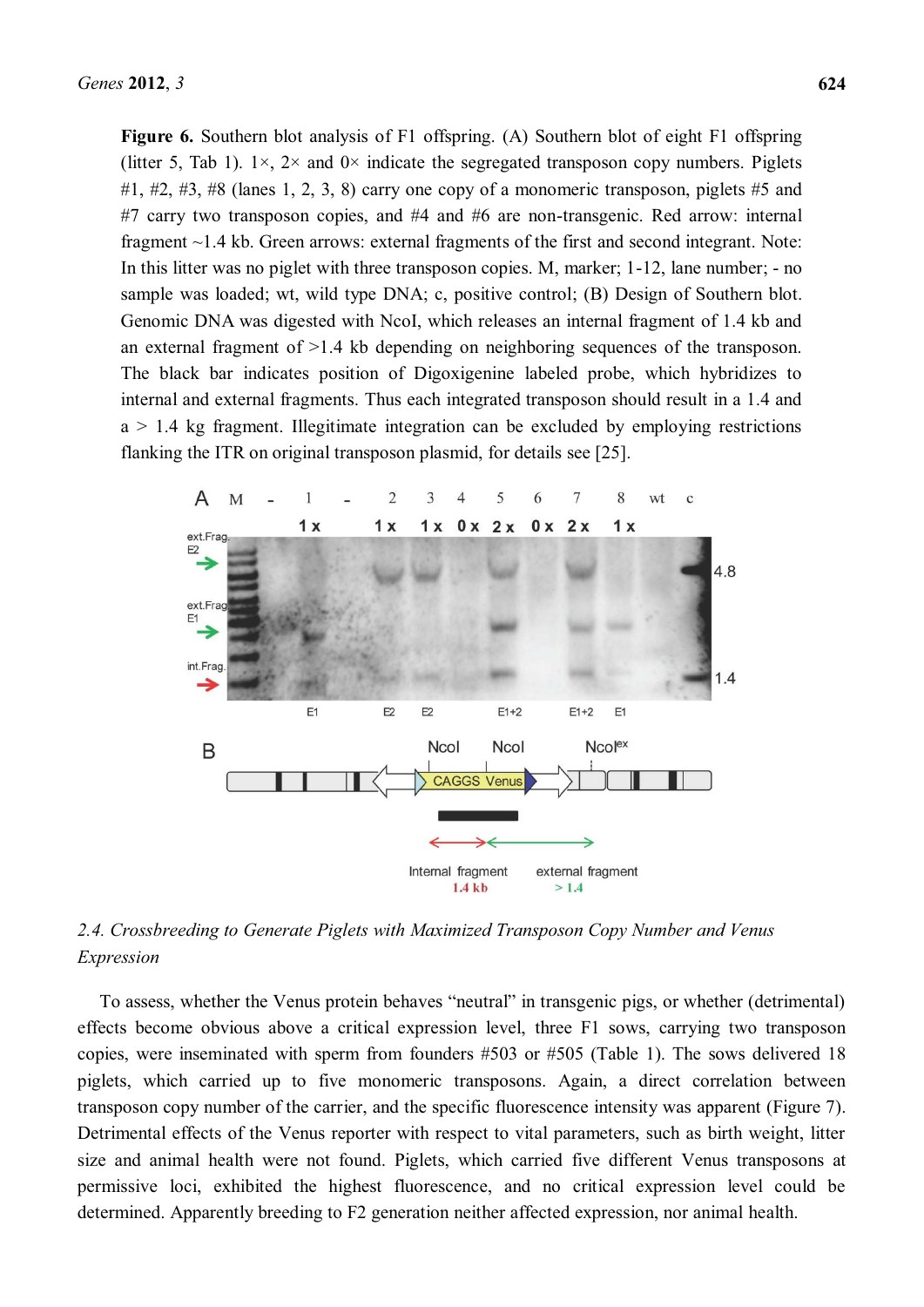**Figure 6.** Southern blot analysis of F1 offspring. (A) Southern blot of eight F1 offspring (litter 5, Tab 1). 1×, 2× and 0× indicate the segregated transposon copy numbers. Piglets #1, #2, #3, #8 (lanes 1, 2, 3, 8) carry one copy of a monomeric transposon, piglets #5 and #7 carry two transposon copies, and #4 and #6 are non-transgenic. Red arrow: internal fragment ~1.4 kb. Green arrows: external fragments of the first and second integrant. Note: In this litter was no piglet with three transposon copies. M, marker; 1-12, lane number; - no sample was loaded; wt, wild type DNA; c, positive control; (B) Design of Southern blot. Genomic DNA was digested with NcoI, which releases an internal fragment of 1.4 kb and an external fragment of >1.4 kb depending on neighboring sequences of the transposon. The black bar indicates position of Digoxigenine labeled probe, which hybridizes to internal and external fragments. Thus each integrated transposon should result in a 1.4 and a > 1.4 kg fragment. Illegitimate integration can be excluded by employing restrictions flanking the ITR on original transposon plasmid, for details see [25].

## 2.4. Crossbreeding to Generate Piglets with Maximized Transposon Copy Number and Venus Expression

To assess, whether the Venus protein behaves "neutral" in transgenic pigs, or whether (detrimental) effects become obvious above a critical expression level, three F1 sows, carrying two transposon copies, were inseminated with sperm from founders #503 or #505 (Table 1). The sows delivered 18 piglets, which carried up to five monomeric transposons. Again, a direct correlation between transposon copy number of the carrier, and the specific fluorescence intensity was apparent (Figure 7). Detrimental effects of the Venus reporter with respect to vital parameters, such as birth weight, litter size and animal health were not found. Piglets, which carried five different Venus transposons at permissive loci, exhibited the highest fluorescence, and no critical expression level could be determined. Apparently breeding to F2 generation neither affected expression, nor animal health.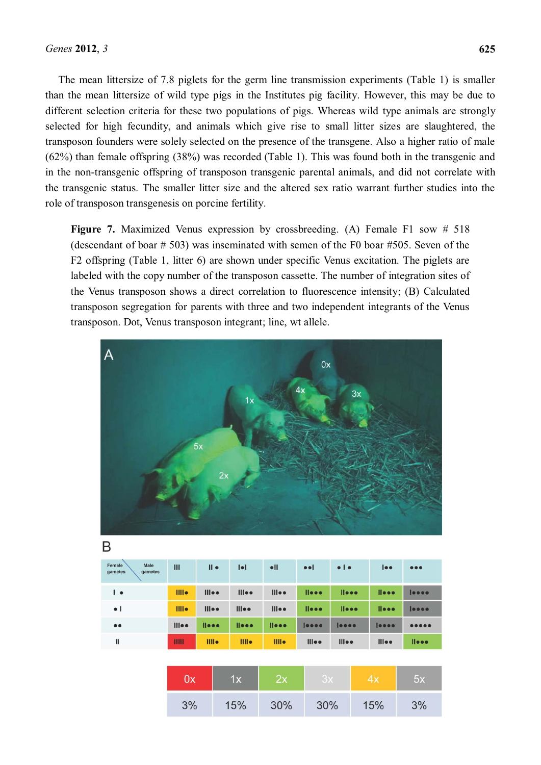The mean littersize of 7.8 piglets for the germ line transmission experiments (Table 1) is smaller than the mean littersize of wild type pigs in the Institutes pig facility. However, this may be due to different selection criteria for these two populations of pigs. Whereas wild type animals are strongly selected for high fecundity, and animals which give rise to small litter sizes are slaughtered, the transposon founders were solely selected on the presence of the transgene. Also a higher ratio of male (62%) than female offspring (38%) was recorded (Table 1). This was found both in the transgenic and in the non-transgenic offspring of transposon transgenic parental animals, and did not correlate with the transgenic status. The smaller litter size and the altered sex ratio warrant further studies into the role of transposon transgenesis on porcine fertility.

**Figure 7.** Maximized Venus expression by crossbreeding. (A) Female F1 sow # 518 (descendant of boar # 503) was inseminated with semen of the F0 boar #505. Seven of the F2 offspring (Table 1, litter 6) are shown under specific Venus excitation. The piglets are labeled with the copy number of the transposon cassette. The number of integration sites of the Venus transposon shows a direct correlation to fluorescence intensity; (B) Calculated transposon segregation for parents with three and two independent integrants of the Venus transposon. Dot, Venus transposon integrant; line, wt allele.

| Female gametes \ Male gametes | III | II • | I•I | •II | ••I | • I • | I•• | ••• |
|---|---|---|---|---|---|---|---|---|
| I • | IIII• | III•• | III•• | III•• | II••• | II••• | II••• | I•••• |
| • I | IIII• | III•• | III•• | III•• | II••• | II••• | II••• | I•••• |
| •• | III•• | II••• | II••• | II••• | I•••• | I•••• | I•••• | ••••• |
| II | IIIII | IIII• | IIII• | IIII• | III•• | III•• | III•• | II••• |

| 0x | 1x | 2x | 3x | 4x | 5x |
|---|---|---|---|---|---|
| 3% | 15% | 30% | 30% | 15% | 3% |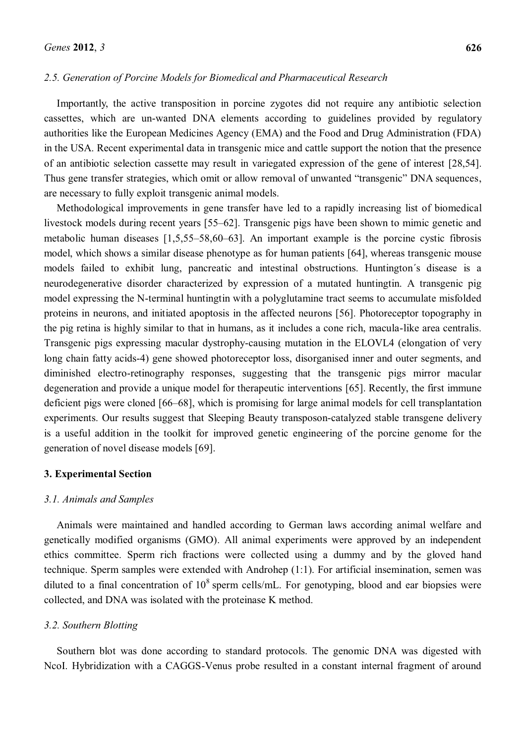### 2.5. Generation of Porcine Models for Biomedical and Pharmaceutical Research

Importantly, the active transposition in porcine zygotes did not require any antibiotic selection cassettes, which are un-wanted DNA elements according to guidelines provided by regulatory authorities like the European Medicines Agency (EMA) and the Food and Drug Administration (FDA) in the USA. Recent experimental data in transgenic mice and cattle support the notion that the presence of an antibiotic selection cassette may result in variegated expression of the gene of interest [28,54]. Thus gene transfer strategies, which omit or allow removal of unwanted "transgenic" DNA sequences, are necessary to fully exploit transgenic animal models.

Methodological improvements in gene transfer have led to a rapidly increasing list of biomedical livestock models during recent years [55–62]. Transgenic pigs have been shown to mimic genetic and metabolic human diseases [1,5,55–58,60–63]. An important example is the porcine cystic fibrosis model, which shows a similar disease phenotype as for human patients [64], whereas transgenic mouse models failed to exhibit lung, pancreatic and intestinal obstructions. Huntington´s disease is a neurodegenerative disorder characterized by expression of a mutated huntingtin. A transgenic pig model expressing the N-terminal huntingtin with a polyglutamine tract seems to accumulate misfolded proteins in neurons, and initiated apoptosis in the affected neurons [56]. Photoreceptor topography in the pig retina is highly similar to that in humans, as it includes a cone rich, macula-like area centralis. Transgenic pigs expressing macular dystrophy-causing mutation in the ELOVL4 (elongation of very long chain fatty acids-4) gene showed photoreceptor loss, disorganised inner and outer segments, and diminished electro-retinography responses, suggesting that the transgenic pigs mirror macular degeneration and provide a unique model for therapeutic interventions [65]. Recently, the first immune deficient pigs were cloned [66–68], which is promising for large animal models for cell transplantation experiments. Our results suggest that Sleeping Beauty transposon-catalyzed stable transgene delivery is a useful addition in the toolkit for improved genetic engineering of the porcine genome for the generation of novel disease models [69].

## 3. Experimental Section

### 3.1. Animals and Samples

Animals were maintained and handled according to German laws according animal welfare and genetically modified organisms (GMO). All animal experiments were approved by an independent ethics committee. Sperm rich fractions were collected using a dummy and by the gloved hand technique. Sperm samples were extended with Androhep (1:1). For artificial insemination, semen was diluted to a final concentration of $10^8$ sperm cells/mL. For genotyping, blood and ear biopsies were collected, and DNA was isolated with the proteinase K method.

### 3.2. Southern Blotting

Southern blot was done according to standard protocols. The genomic DNA was digested with NcoI. Hybridization with a CAGGS-Venus probe resulted in a constant internal fragment of around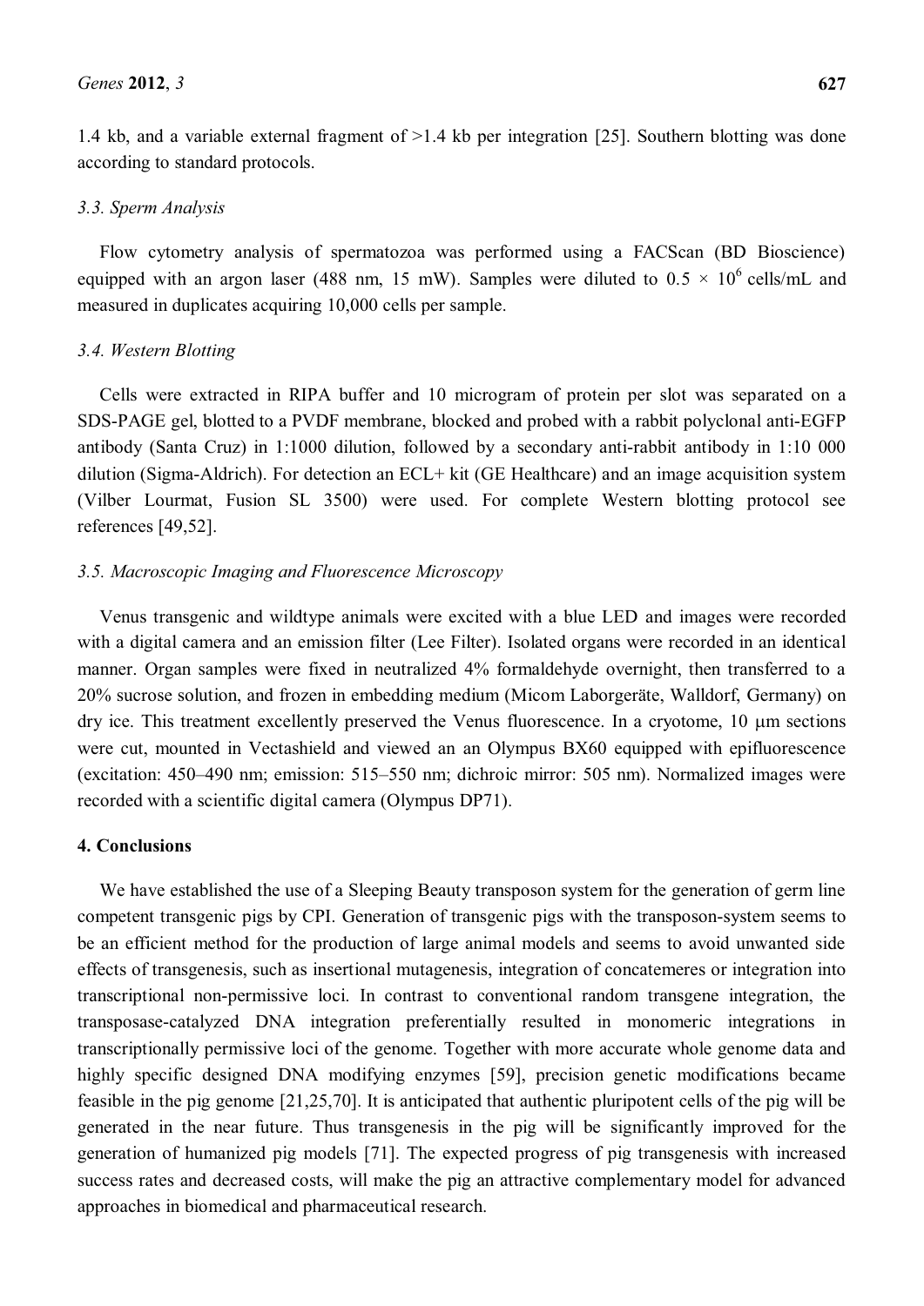1.4 kb, and a variable external fragment of >1.4 kb per integration [25]. Southern blotting was done according to standard protocols.

### 3.3. Sperm Analysis

Flow cytometry analysis of spermatozoa was performed using a FACScan (BD Bioscience) equipped with an argon laser (488 nm, 15 mW). Samples were diluted to $0.5 \times 10^6$ cells/mL and measured in duplicates acquiring 10,000 cells per sample.

### 3.4. Western Blotting

Cells were extracted in RIPA buffer and 10 microgram of protein per slot was separated on a SDS-PAGE gel, blotted to a PVDF membrane, blocked and probed with a rabbit polyclonal anti-EGFP antibody (Santa Cruz) in 1:1000 dilution, followed by a secondary anti-rabbit antibody in 1:10 000 dilution (Sigma-Aldrich). For detection an ECL+ kit (GE Healthcare) and an image acquisition system (Vilber Lourmat, Fusion SL 3500) were used. For complete Western blotting protocol see references [49,52].

### 3.5. Macroscopic Imaging and Fluorescence Microscopy

Venus transgenic and wildtype animals were excited with a blue LED and images were recorded with a digital camera and an emission filter (Lee Filter). Isolated organs were recorded in an identical manner. Organ samples were fixed in neutralized 4% formaldehyde overnight, then transferred to a 20% sucrose solution, and frozen in embedding medium (Micom Laborgeräte, Walldorf, Germany) on dry ice. This treatment excellently preserved the Venus fluorescence. In a cryotome, 10 µm sections were cut, mounted in Vectashield and viewed an an Olympus BX60 equipped with epifluorescence (excitation: 450–490 nm; emission: 515–550 nm; dichroic mirror: 505 nm). Normalized images were recorded with a scientific digital camera (Olympus DP71).

## 4. Conclusions

We have established the use of a Sleeping Beauty transposon system for the generation of germ line competent transgenic pigs by CPI. Generation of transgenic pigs with the transposon-system seems to be an efficient method for the production of large animal models and seems to avoid unwanted side effects of transgenesis, such as insertional mutagenesis, integration of concatemeres or integration into transcriptional non-permissive loci. In contrast to conventional random transgene integration, the transposase-catalyzed DNA integration preferentially resulted in monomeric integrations in transcriptionally permissive loci of the genome. Together with more accurate whole genome data and highly specific designed DNA modifying enzymes [59], precision genetic modifications became feasible in the pig genome [21,25,70]. It is anticipated that authentic pluripotent cells of the pig will be generated in the near future. Thus transgenesis in the pig will be significantly improved for the generation of humanized pig models [71]. The expected progress of pig transgenesis with increased success rates and decreased costs, will make the pig an attractive complementary model for advanced approaches in biomedical and pharmaceutical research.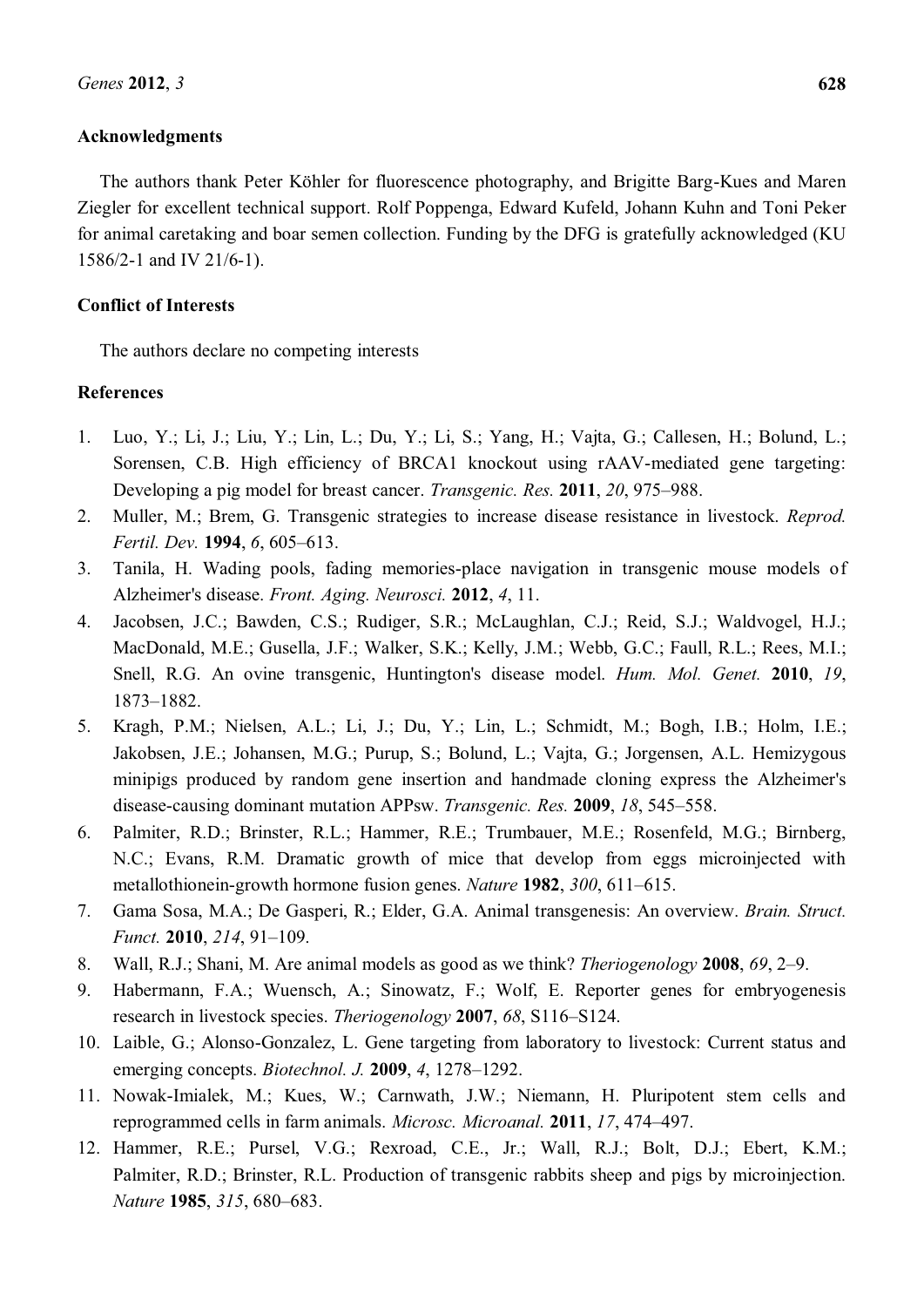## Acknowledgments

The authors thank Peter Köhler for fluorescence photography, and Brigitte Barg-Kues and Maren Ziegler for excellent technical support. Rolf Poppenga, Edward Kufeld, Johann Kuhn and Toni Peker for animal caretaking and boar semen collection. Funding by the DFG is gratefully acknowledged (KU 1586/2-1 and IV 21/6-1).

## Conflict of Interests

The authors declare no competing interests

## References

1. Luo, Y.; Li, J.; Liu, Y.; Lin, L.; Du, Y.; Li, S.; Yang, H.; Vajta, G.; Callesen, H.; Bolund, L.; Sorensen, C.B. High efficiency of BRCA1 knockout using rAAV-mediated gene targeting: Developing a pig model for breast cancer. *Transgenic. Res.* **2011**, *20*, 975–988.
2. Muller, M.; Brem, G. Transgenic strategies to increase disease resistance in livestock. *Reprod. Fertil. Dev.* **1994**, *6*, 605–613.
3. Tanila, H. Wading pools, fading memories-place navigation in transgenic mouse models of Alzheimer's disease. *Front. Aging. Neurosci.* **2012**, *4*, 11.
4. Jacobsen, J.C.; Bawden, C.S.; Rudiger, S.R.; McLaughlan, C.J.; Reid, S.J.; Waldvogel, H.J.; MacDonald, M.E.; Gusella, J.F.; Walker, S.K.; Kelly, J.M.; Webb, G.C.; Faull, R.L.; Rees, M.I.; Snell, R.G. An ovine transgenic, Huntington's disease model. *Hum. Mol. Genet.* **2010**, *19*, 1873–1882.
5. Kragh, P.M.; Nielsen, A.L.; Li, J.; Du, Y.; Lin, L.; Schmidt, M.; Bogh, I.B.; Holm, I.E.; Jakobsen, J.E.; Johansen, M.G.; Purup, S.; Bolund, L.; Vajta, G.; Jorgensen, A.L. Hemizygous minipigs produced by random gene insertion and handmade cloning express the Alzheimer's disease-causing dominant mutation APPsw. *Transgenic. Res.* **2009**, *18*, 545–558.
6. Palmiter, R.D.; Brinster, R.L.; Hammer, R.E.; Trumbauer, M.E.; Rosenfeld, M.G.; Birnberg, N.C.; Evans, R.M. Dramatic growth of mice that develop from eggs microinjected with metallothionein-growth hormone fusion genes. *Nature* **1982**, *300*, 611–615.
7. Gama Sosa, M.A.; De Gasperi, R.; Elder, G.A. Animal transgenesis: An overview. *Brain. Struct. Funct.* **2010**, *214*, 91–109.
8. Wall, R.J.; Shani, M. Are animal models as good as we think? *Theriogenology* **2008**, *69*, 2–9.
9. Habermann, F.A.; Wuensch, A.; Sinowatz, F.; Wolf, E. Reporter genes for embryogenesis research in livestock species. *Theriogenology* **2007**, *68*, S116–S124.
10. Laible, G.; Alonso-Gonzalez, L. Gene targeting from laboratory to livestock: Current status and emerging concepts. *Biotechnol. J.* **2009**, *4*, 1278–1292.
11. Nowak-Imialek, M.; Kues, W.; Carnwath, J.W.; Niemann, H. Pluripotent stem cells and reprogrammed cells in farm animals. *Microsc. Microanal.* **2011**, *17*, 474–497.
12. Hammer, R.E.; Pursel, V.G.; Rexroad, C.E., Jr.; Wall, R.J.; Bolt, D.J.; Ebert, K.M.; Palmiter, R.D.; Brinster, R.L. Production of transgenic rabbits sheep and pigs by microinjection. *Nature* **1985**, *315*, 680–683.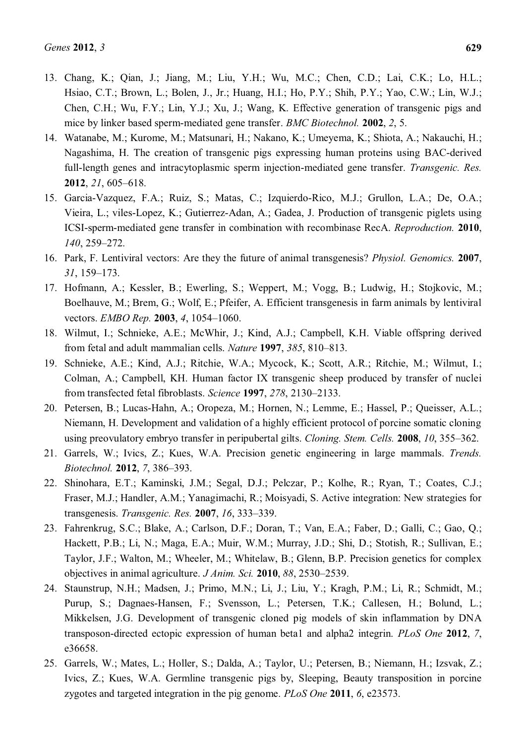13. Chang, K.; Qian, J.; Jiang, M.; Liu, Y.H.; Wu, M.C.; Chen, C.D.; Lai, C.K.; Lo, H.L.; Hsiao, C.T.; Brown, L.; Bolen, J., Jr.; Huang, H.I.; Ho, P.Y.; Shih, P.Y.; Yao, C.W.; Lin, W.J.; Chen, C.H.; Wu, F.Y.; Lin, Y.J.; Xu, J.; Wang, K. Effective generation of transgenic pigs and mice by linker based sperm-mediated gene transfer. *BMC Biotechnol.* **2002**, *2*, 5.
14. Watanabe, M.; Kurome, M.; Matsunari, H.; Nakano, K.; Umeyema, K.; Shiota, A.; Nakauchi, H.; Nagashima, H. The creation of transgenic pigs expressing human proteins using BAC-derived full-length genes and intracytoplasmic sperm injection-mediated gene transfer. *Transgenic. Res.* **2012**, *21*, 605–618.
15. Garcia-Vazquez, F.A.; Ruiz, S.; Matas, C.; Izquierdo-Rico, M.J.; Grullon, L.A.; De, O.A.; Vieira, L.; viles-Lopez, K.; Gutierrez-Adan, A.; Gadea, J. Production of transgenic piglets using ICSI-sperm-mediated gene transfer in combination with recombinase RecA. *Reproduction.* **2010**, *140*, 259–272.
16. Park, F. Lentiviral vectors: Are they the future of animal transgenesis? *Physiol. Genomics.* **2007**, *31*, 159–173.
17. Hofmann, A.; Kessler, B.; Ewerling, S.; Weppert, M.; Vogg, B.; Ludwig, H.; Stojkovic, M.; Boelhauve, M.; Brem, G.; Wolf, E.; Pfeifer, A. Efficient transgenesis in farm animals by lentiviral vectors. *EMBO Rep.* **2003**, *4*, 1054–1060.
18. Wilmut, I.; Schnieke, A.E.; McWhir, J.; Kind, A.J.; Campbell, K.H. Viable offspring derived from fetal and adult mammalian cells. *Nature* **1997**, *385*, 810–813.
19. Schnieke, A.E.; Kind, A.J.; Ritchie, W.A.; Mycock, K.; Scott, A.R.; Ritchie, M.; Wilmut, I.; Colman, A.; Campbell, KH. Human factor IX transgenic sheep produced by transfer of nuclei from transfected fetal fibroblasts. *Science* **1997**, *278*, 2130–2133.
20. Petersen, B.; Lucas-Hahn, A.; Oropeza, M.; Hornen, N.; Lemme, E.; Hassel, P.; Queisser, A.L.; Niemann, H. Development and validation of a highly efficient protocol of porcine somatic cloning using preovulatory embryo transfer in peripubertal gilts. *Cloning. Stem. Cells.* **2008**, *10*, 355–362.
21. Garrels, W.; Ivics, Z.; Kues, W.A. Precision genetic engineering in large mammals. *Trends. Biotechnol.* **2012**, *7*, 386–393.
22. Shinohara, E.T.; Kaminski, J.M.; Segal, D.J.; Pelczar, P.; Kolhe, R.; Ryan, T.; Coates, C.J.; Fraser, M.J.; Handler, A.M.; Yanagimachi, R.; Moisyadi, S. Active integration: New strategies for transgenesis. *Transgenic. Res.* **2007**, *16*, 333–339.
23. Fahrenkrug, S.C.; Blake, A.; Carlson, D.F.; Doran, T.; Van, E.A.; Faber, D.; Galli, C.; Gao, Q.; Hackett, P.B.; Li, N.; Maga, E.A.; Muir, W.M.; Murray, J.D.; Shi, D.; Stotish, R.; Sullivan, E.; Taylor, J.F.; Walton, M.; Wheeler, M.; Whitelaw, B.; Glenn, B.P. Precision genetics for complex objectives in animal agriculture. *J Anim. Sci.* **2010**, *88*, 2530–2539.
24. Staunstrup, N.H.; Madsen, J.; Primo, M.N.; Li, J.; Liu, Y.; Kragh, P.M.; Li, R.; Schmidt, M.; Purup, S.; Dagnaes-Hansen, F.; Svensson, L.; Petersen, T.K.; Callesen, H.; Bolund, L.; Mikkelsen, J.G. Development of transgenic cloned pig models of skin inflammation by DNA transposon-directed ectopic expression of human beta1 and alpha2 integrin. *PLoS One* **2012**, *7*, e36658.
25. Garrels, W.; Mates, L.; Holler, S.; Dalda, A.; Taylor, U.; Petersen, B.; Niemann, H.; Izsvak, Z.; Ivics, Z.; Kues, W.A. Germline transgenic pigs by, Sleeping, Beauty transposition in porcine zygotes and targeted integration in the pig genome. *PLoS One* **2011**, *6*, e23573.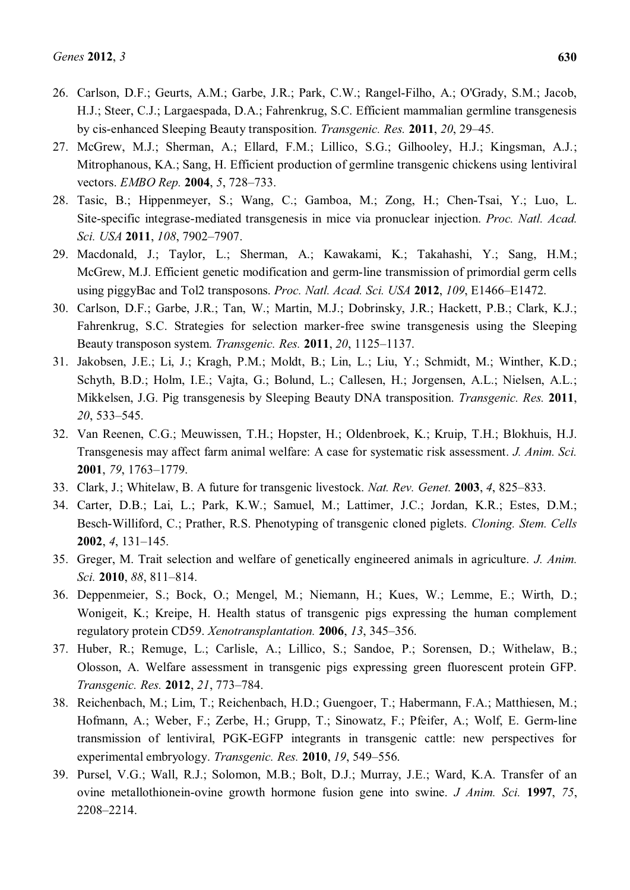26. Carlson, D.F.; Geurts, A.M.; Garbe, J.R.; Park, C.W.; Rangel-Filho, A.; O'Grady, S.M.; Jacob, H.J.; Steer, C.J.; Largaespada, D.A.; Fahrenkrug, S.C. Efficient mammalian germline transgenesis by cis-enhanced Sleeping Beauty transposition. *Transgenic. Res.* **2011**, *20*, 29–45.
27. McGrew, M.J.; Sherman, A.; Ellard, F.M.; Lillico, S.G.; Gilhooley, H.J.; Kingsman, A.J.; Mitrophanous, KA.; Sang, H. Efficient production of germline transgenic chickens using lentiviral vectors. *EMBO Rep.* **2004**, *5*, 728–733.
28. Tasic, B.; Hippenmeyer, S.; Wang, C.; Gamboa, M.; Zong, H.; Chen-Tsai, Y.; Luo, L. Site-specific integrase-mediated transgenesis in mice via pronuclear injection. *Proc. Natl. Acad. Sci. USA* **2011**, *108*, 7902–7907.
29. Macdonald, J.; Taylor, L.; Sherman, A.; Kawakami, K.; Takahashi, Y.; Sang, H.M.; McGrew, M.J. Efficient genetic modification and germ-line transmission of primordial germ cells using piggyBac and Tol2 transposons. *Proc. Natl. Acad. Sci. USA* **2012**, *109*, E1466–E1472.
30. Carlson, D.F.; Garbe, J.R.; Tan, W.; Martin, M.J.; Dobrinsky, J.R.; Hackett, P.B.; Clark, K.J.; Fahrenkrug, S.C. Strategies for selection marker-free swine transgenesis using the Sleeping Beauty transposon system. *Transgenic. Res.* **2011**, *20*, 1125–1137.
31. Jakobsen, J.E.; Li, J.; Kragh, P.M.; Moldt, B.; Lin, L.; Liu, Y.; Schmidt, M.; Winther, K.D.; Schyth, B.D.; Holm, I.E.; Vajta, G.; Bolund, L.; Callesen, H.; Jorgensen, A.L.; Nielsen, A.L.; Mikkelsen, J.G. Pig transgenesis by Sleeping Beauty DNA transposition. *Transgenic. Res.* **2011**, *20*, 533–545.
32. Van Reenen, C.G.; Meuwissen, T.H.; Hopster, H.; Oldenbroek, K.; Kruip, T.H.; Blokhuis, H.J. Transgenesis may affect farm animal welfare: A case for systematic risk assessment. *J. Anim. Sci.* **2001**, *79*, 1763–1779.
33. Clark, J.; Whitelaw, B. A future for transgenic livestock. *Nat. Rev. Genet.* **2003**, *4*, 825–833.
34. Carter, D.B.; Lai, L.; Park, K.W.; Samuel, M.; Lattimer, J.C.; Jordan, K.R.; Estes, D.M.; Besch-Williford, C.; Prather, R.S. Phenotyping of transgenic cloned piglets. *Cloning. Stem. Cells* **2002**, *4*, 131–145.
35. Greger, M. Trait selection and welfare of genetically engineered animals in agriculture. *J. Anim. Sci.* **2010**, *88*, 811–814.
36. Deppenmeier, S.; Bock, O.; Mengel, M.; Niemann, H.; Kues, W.; Lemme, E.; Wirth, D.; Wonigeit, K.; Kreipe, H. Health status of transgenic pigs expressing the human complement regulatory protein CD59. *Xenotransplantation.* **2006**, *13*, 345–356.
37. Huber, R.; Remuge, L.; Carlisle, A.; Lillico, S.; Sandoe, P.; Sorensen, D.; Withelaw, B.; Olosson, A. Welfare assessment in transgenic pigs expressing green fluorescent protein GFP. *Transgenic. Res.* **2012**, *21*, 773–784.
38. Reichenbach, M.; Lim, T.; Reichenbach, H.D.; Guengoer, T.; Habermann, F.A.; Matthiesen, M.; Hofmann, A.; Weber, F.; Zerbe, H.; Grupp, T.; Sinowatz, F.; Pfeifer, A.; Wolf, E. Germ-line transmission of lentiviral, PGK-EGFP integrants in transgenic cattle: new perspectives for experimental embryology. *Transgenic. Res.* **2010**, *19*, 549–556.
39. Pursel, V.G.; Wall, R.J.; Solomon, M.B.; Bolt, D.J.; Murray, J.E.; Ward, K.A. Transfer of an ovine metallothionein-ovine growth hormone fusion gene into swine. *J Anim. Sci.* **1997**, *75*, 2208–2214.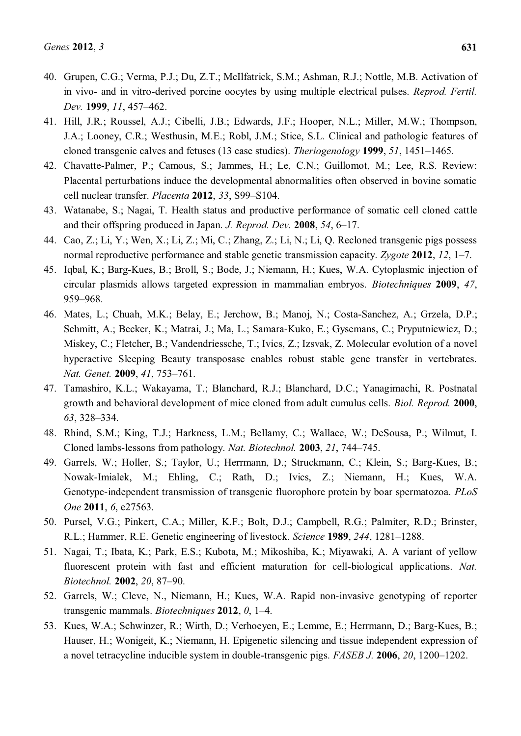40. Grupen, C.G.; Verma, P.J.; Du, Z.T.; McIlfatrick, S.M.; Ashman, R.J.; Nottle, M.B. Activation of in vivo- and in vitro-derived porcine oocytes by using multiple electrical pulses. *Reprod. Fertil. Dev.* **1999**, *11*, 457–462.
41. Hill, J.R.; Roussel, A.J.; Cibelli, J.B.; Edwards, J.F.; Hooper, N.L.; Miller, M.W.; Thompson, J.A.; Looney, C.R.; Westhusin, M.E.; Robl, J.M.; Stice, S.L. Clinical and pathologic features of cloned transgenic calves and fetuses (13 case studies). *Theriogenology* **1999**, *51*, 1451–1465.
42. Chavatte-Palmer, P.; Camous, S.; Jammes, H.; Le, C.N.; Guillomot, M.; Lee, R.S. Review: Placental perturbations induce the developmental abnormalities often observed in bovine somatic cell nuclear transfer. *Placenta* **2012**, *33*, S99–S104.
43. Watanabe, S.; Nagai, T. Health status and productive performance of somatic cell cloned cattle and their offspring produced in Japan. *J. Reprod. Dev.* **2008**, *54*, 6–17.
44. Cao, Z.; Li, Y.; Wen, X.; Li, Z.; Mi, C.; Zhang, Z.; Li, N.; Li, Q. Recloned transgenic pigs possess normal reproductive performance and stable genetic transmission capacity. *Zygote* **2012**, *12*, 1–7.
45. Iqbal, K.; Barg-Kues, B.; Broll, S.; Bode, J.; Niemann, H.; Kues, W.A. Cytoplasmic injection of circular plasmids allows targeted expression in mammalian embryos. *Biotechniques* **2009**, *47*, 959–968.
46. Mates, L.; Chuah, M.K.; Belay, E.; Jerchow, B.; Manoj, N.; Costa-Sanchez, A.; Grzela, D.P.; Schmitt, A.; Becker, K.; Matrai, J.; Ma, L.; Samara-Kuko, E.; Gysemans, C.; Pryputniewicz, D.; Miskey, C.; Fletcher, B.; Vandendriessche, T.; Ivics, Z.; Izsvak, Z. Molecular evolution of a novel hyperactive Sleeping Beauty transposase enables robust stable gene transfer in vertebrates. *Nat. Genet.* **2009**, *41*, 753–761.
47. Tamashiro, K.L.; Wakayama, T.; Blanchard, R.J.; Blanchard, D.C.; Yanagimachi, R. Postnatal growth and behavioral development of mice cloned from adult cumulus cells. *Biol. Reprod.* **2000**, *63*, 328–334.
48. Rhind, S.M.; King, T.J.; Harkness, L.M.; Bellamy, C.; Wallace, W.; DeSousa, P.; Wilmut, I. Cloned lambs-lessons from pathology. *Nat. Biotechnol.* **2003**, *21*, 744–745.
49. Garrels, W.; Holler, S.; Taylor, U.; Herrmann, D.; Struckmann, C.; Klein, S.; Barg-Kues, B.; Nowak-Imialek, M.; Ehling, C.; Rath, D.; Ivics, Z.; Niemann, H.; Kues, W.A. Genotype-independent transmission of transgenic fluorophore protein by boar spermatozoa. *PLoS One* **2011**, *6*, e27563.
50. Pursel, V.G.; Pinkert, C.A.; Miller, K.F.; Bolt, D.J.; Campbell, R.G.; Palmiter, R.D.; Brinster, R.L.; Hammer, R.E. Genetic engineering of livestock. *Science* **1989**, *244*, 1281–1288.
51. Nagai, T.; Ibata, K.; Park, E.S.; Kubota, M.; Mikoshiba, K.; Miyawaki, A. A variant of yellow fluorescent protein with fast and efficient maturation for cell-biological applications. *Nat. Biotechnol.* **2002**, *20*, 87–90.
52. Garrels, W.; Cleve, N., Niemann, H.; Kues, W.A. Rapid non-invasive genotyping of reporter transgenic mammals. *Biotechniques* **2012**, *0*, 1–4.
53. Kues, W.A.; Schwinzer, R.; Wirth, D.; Verhoeyen, E.; Lemme, E.; Herrmann, D.; Barg-Kues, B.; Hauser, H.; Wonigeit, K.; Niemann, H. Epigenetic silencing and tissue independent expression of a novel tetracycline inducible system in double-transgenic pigs. *FASEB J.* **2006**, *20*, 1200–1202.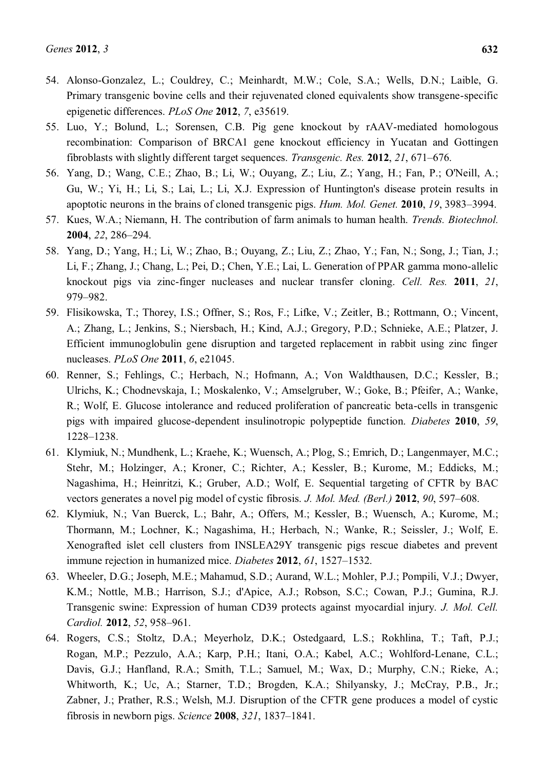54. Alonso-Gonzalez, L.; Couldrey, C.; Meinhardt, M.W.; Cole, S.A.; Wells, D.N.; Laible, G. Primary transgenic bovine cells and their rejuvenated cloned equivalents show transgene-specific epigenetic differences. *PLoS One* **2012**, *7*, e35619.
55. Luo, Y.; Bolund, L.; Sorensen, C.B. Pig gene knockout by rAAV-mediated homologous recombination: Comparison of BRCA1 gene knockout efficiency in Yucatan and Gottingen fibroblasts with slightly different target sequences. *Transgenic. Res.* **2012**, *21*, 671–676.
56. Yang, D.; Wang, C.E.; Zhao, B.; Li, W.; Ouyang, Z.; Liu, Z.; Yang, H.; Fan, P.; O'Neill, A.; Gu, W.; Yi, H.; Li, S.; Lai, L.; Li, X.J. Expression of Huntington's disease protein results in apoptotic neurons in the brains of cloned transgenic pigs. *Hum. Mol. Genet.* **2010**, *19*, 3983–3994.
57. Kues, W.A.; Niemann, H. The contribution of farm animals to human health. *Trends. Biotechnol.* **2004**, *22*, 286–294.
58. Yang, D.; Yang, H.; Li, W.; Zhao, B.; Ouyang, Z.; Liu, Z.; Zhao, Y.; Fan, N.; Song, J.; Tian, J.; Li, F.; Zhang, J.; Chang, L.; Pei, D.; Chen, Y.E.; Lai, L. Generation of PPAR gamma mono-allelic knockout pigs via zinc-finger nucleases and nuclear transfer cloning. *Cell. Res.* **2011**, *21*, 979–982.
59. Flisikowska, T.; Thorey, I.S.; Offner, S.; Ros, F.; Lifke, V.; Zeitler, B.; Rottmann, O.; Vincent, A.; Zhang, L.; Jenkins, S.; Niersbach, H.; Kind, A.J.; Gregory, P.D.; Schnieke, A.E.; Platzer, J. Efficient immunoglobulin gene disruption and targeted replacement in rabbit using zinc finger nucleases. *PLoS One* **2011**, *6*, e21045.
60. Renner, S.; Fehlings, C.; Herbach, N.; Hofmann, A.; Von Waldthausen, D.C.; Kessler, B.; Ulrichs, K.; Chodnevskaja, I.; Moskalenko, V.; Amselgruber, W.; Goke, B.; Pfeifer, A.; Wanke, R.; Wolf, E. Glucose intolerance and reduced proliferation of pancreatic beta-cells in transgenic pigs with impaired glucose-dependent insulinotropic polypeptide function. *Diabetes* **2010**, *59*, 1228–1238.
61. Klymiuk, N.; Mundhenk, L.; Kraehe, K.; Wuensch, A.; Plog, S.; Emrich, D.; Langenmayer, M.C.; Stehr, M.; Holzinger, A.; Kroner, C.; Richter, A.; Kessler, B.; Kurome, M.; Eddicks, M.; Nagashima, H.; Heinritzi, K.; Gruber, A.D.; Wolf, E. Sequential targeting of CFTR by BAC vectors generates a novel pig model of cystic fibrosis. *J. Mol. Med. (Berl.)* **2012**, *90*, 597–608.
62. Klymiuk, N.; Van Buerck, L.; Bahr, A.; Offers, M.; Kessler, B.; Wuensch, A.; Kurome, M.; Thormann, M.; Lochner, K.; Nagashima, H.; Herbach, N.; Wanke, R.; Seissler, J.; Wolf, E. Xenografted islet cell clusters from INSLEA29Y transgenic pigs rescue diabetes and prevent immune rejection in humanized mice. *Diabetes* **2012**, *61*, 1527–1532.
63. Wheeler, D.G.; Joseph, M.E.; Mahamud, S.D.; Aurand, W.L.; Mohler, P.J.; Pompili, V.J.; Dwyer, K.M.; Nottle, M.B.; Harrison, S.J.; d'Apice, A.J.; Robson, S.C.; Cowan, P.J.; Gumina, R.J. Transgenic swine: Expression of human CD39 protects against myocardial injury. *J. Mol. Cell. Cardiol.* **2012**, *52*, 958–961.
64. Rogers, C.S.; Stoltz, D.A.; Meyerholz, D.K.; Ostedgaard, L.S.; Rokhlina, T.; Taft, P.J.; Rogan, M.P.; Pezzulo, A.A.; Karp, P.H.; Itani, O.A.; Kabel, A.C.; Wohlford-Lenane, C.L.; Davis, G.J.; Hanfland, R.A.; Smith, T.L.; Samuel, M.; Wax, D.; Murphy, C.N.; Rieke, A.; Whitworth, K.; Uc, A.; Starner, T.D.; Brogden, K.A.; Shilyansky, J.; McCray, P.B., Jr.; Zabner, J.; Prather, R.S.; Welsh, M.J. Disruption of the CFTR gene produces a model of cystic fibrosis in newborn pigs. *Science* **2008**, *321*, 1837–1841.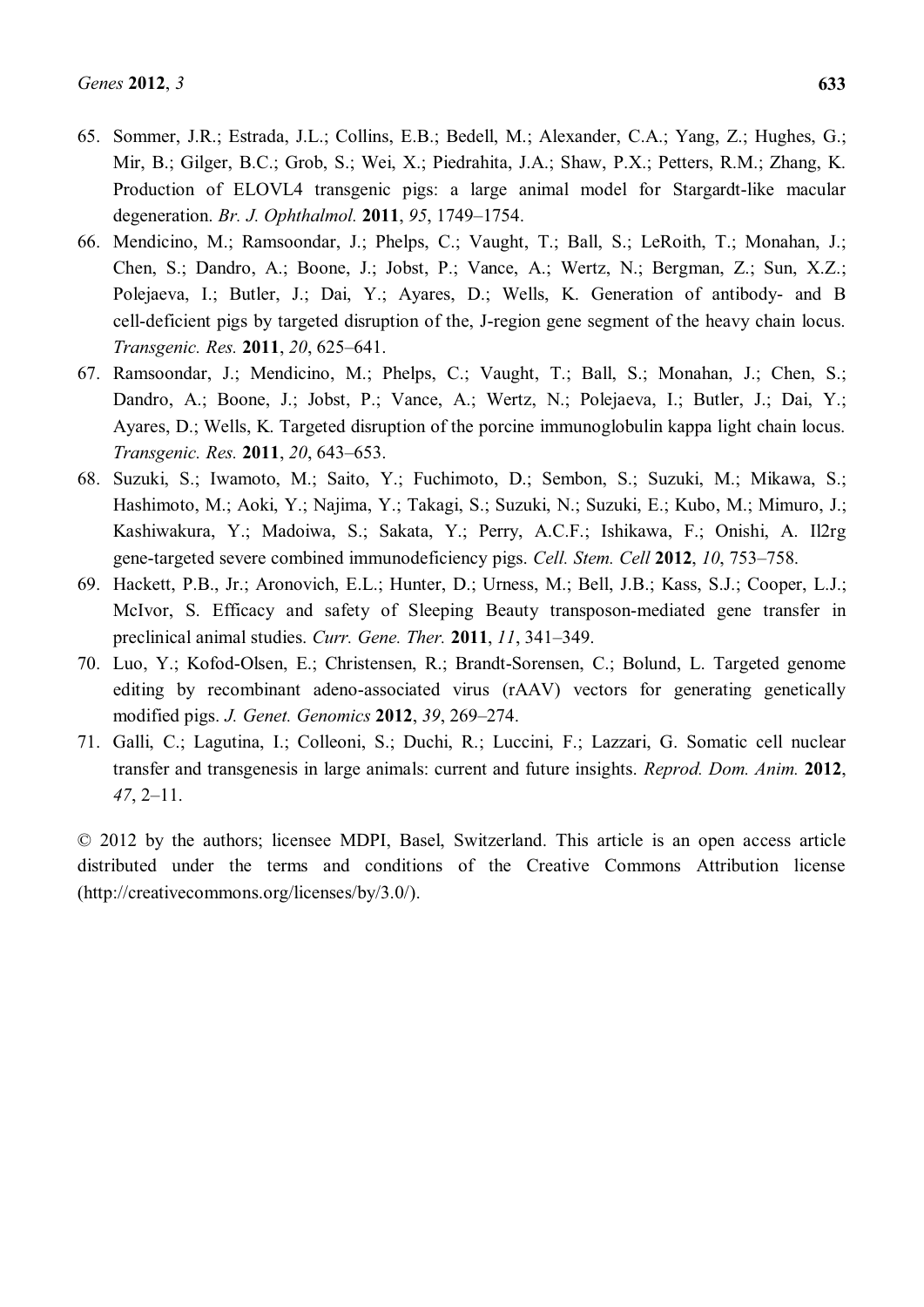65. Sommer, J.R.; Estrada, J.L.; Collins, E.B.; Bedell, M.; Alexander, C.A.; Yang, Z.; Hughes, G.; Mir, B.; Gilger, B.C.; Grob, S.; Wei, X.; Piedrahita, J.A.; Shaw, P.X.; Petters, R.M.; Zhang, K. Production of ELOVL4 transgenic pigs: a large animal model for Stargardt-like macular degeneration. *Br. J. Ophthalmol.* **2011**, *95*, 1749–1754.
66. Mendicino, M.; Ramsoondar, J.; Phelps, C.; Vaught, T.; Ball, S.; LeRoith, T.; Monahan, J.; Chen, S.; Dandro, A.; Boone, J.; Jobst, P.; Vance, A.; Wertz, N.; Bergman, Z.; Sun, X.Z.; Polejaeva, I.; Butler, J.; Dai, Y.; Ayares, D.; Wells, K. Generation of antibody- and B cell-deficient pigs by targeted disruption of the, J-region gene segment of the heavy chain locus. *Transgenic. Res.* **2011**, *20*, 625–641.
67. Ramsoondar, J.; Mendicino, M.; Phelps, C.; Vaught, T.; Ball, S.; Monahan, J.; Chen, S.; Dandro, A.; Boone, J.; Jobst, P.; Vance, A.; Wertz, N.; Polejaeva, I.; Butler, J.; Dai, Y.; Ayares, D.; Wells, K. Targeted disruption of the porcine immunoglobulin kappa light chain locus. *Transgenic. Res.* **2011**, *20*, 643–653.
68. Suzuki, S.; Iwamoto, M.; Saito, Y.; Fuchimoto, D.; Sembon, S.; Suzuki, M.; Mikawa, S.; Hashimoto, M.; Aoki, Y.; Najima, Y.; Takagi, S.; Suzuki, N.; Suzuki, E.; Kubo, M.; Mimuro, J.; Kashiwakura, Y.; Madoiwa, S.; Sakata, Y.; Perry, A.C.F.; Ishikawa, F.; Onishi, A. Il2rg gene-targeted severe combined immunodeficiency pigs. *Cell. Stem. Cell* **2012**, *10*, 753–758.
69. Hackett, P.B., Jr.; Aronovich, E.L.; Hunter, D.; Urness, M.; Bell, J.B.; Kass, S.J.; Cooper, L.J.; McIvor, S. Efficacy and safety of Sleeping Beauty transposon-mediated gene transfer in preclinical animal studies. *Curr. Gene. Ther.* **2011**, *11*, 341–349.
70. Luo, Y.; Kofod-Olsen, E.; Christensen, R.; Brandt-Sorensen, C.; Bolund, L. Targeted genome editing by recombinant adeno-associated virus (rAAV) vectors for generating genetically modified pigs. *J. Genet. Genomics* **2012**, *39*, 269–274.
71. Galli, C.; Lagutina, I.; Colleoni, S.; Duchi, R.; Luccini, F.; Lazzari, G. Somatic cell nuclear transfer and transgenesis in large animals: current and future insights. *Reprod. Dom. Anim.* **2012**, *47*, 2–11.

© 2012 by the authors; licensee MDPI, Basel, Switzerland. This article is an open access article distributed under the terms and conditions of the Creative Commons Attribution license (http://creativecommons.org/licenses/by/3.0/).